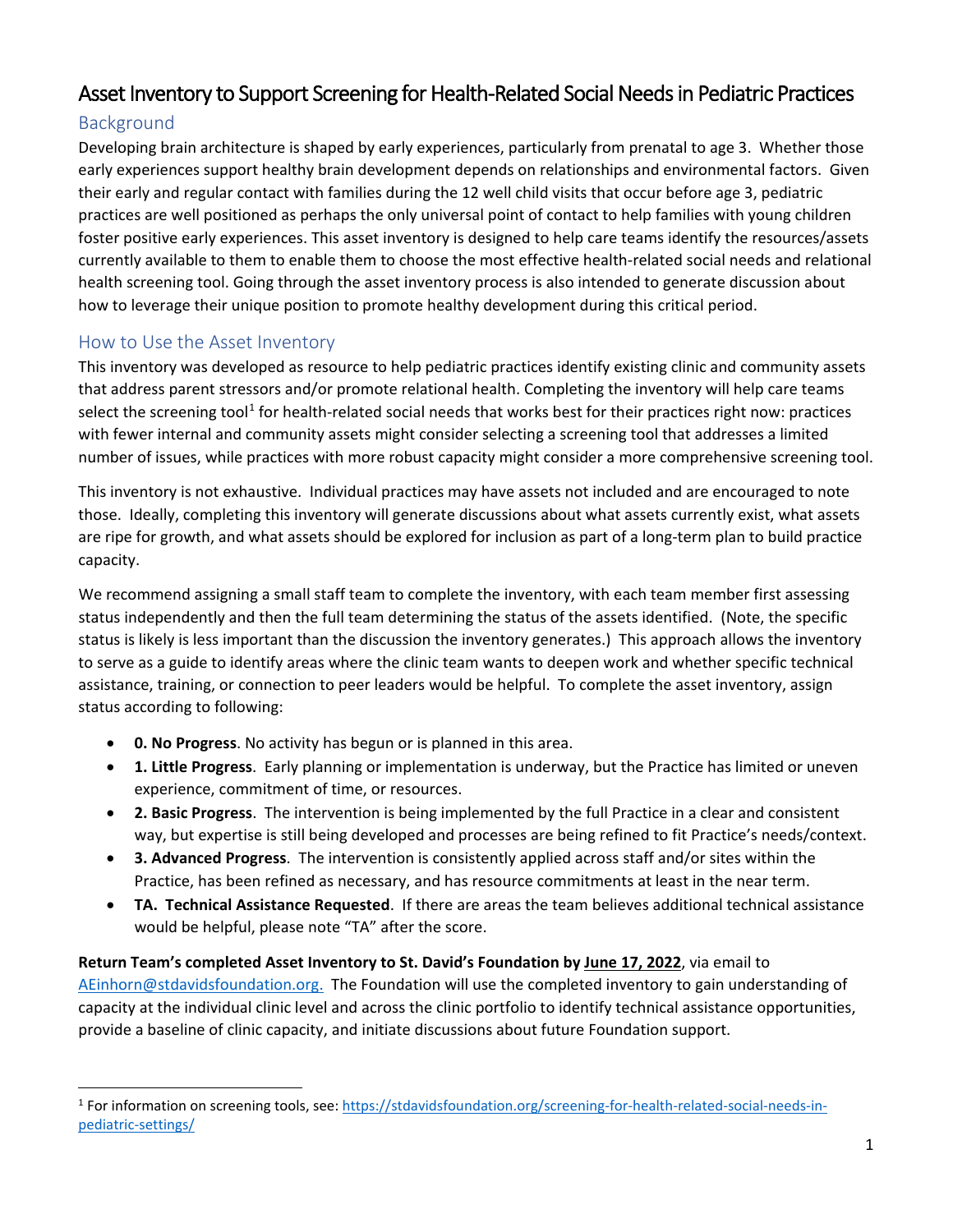# Asset Inventory to Support Screening for Health-Related Social Needs in Pediatric Practices

## Background

Developing brain architecture is shaped by early experiences, particularly from prenatal to age 3. Whether those early experiences support healthy brain development depends on relationships and environmental factors. Given their early and regular contact with families during the 12 well child visits that occur before age 3, pediatric practices are well positioned as perhaps the only universal point of contact to help families with young children foster positive early experiences. This asset inventory is designed to help care teams identify the resources/assets currently available to them to enable them to choose the most effective health-related social needs and relational health screening tool. Going through the asset inventory process is also intended to generate discussion about how to leverage their unique position to promote healthy development during this critical period.

## How to Use the Asset Inventory

This inventory was developed as resource to help pediatric practices identify existing clinic and community assets that address parent stressors and/or promote relational health. Completing the inventory will help care teams select the screening tool[1] for health-related social needs that works best for their practices right now: practices with fewer internal and community assets might consider selecting a screening tool that addresses a limited number of issues, while practices with more robust capacity might consider a more comprehensive screening tool.

This inventory is not exhaustive. Individual practices may have assets not included and are encouraged to note those. Ideally, completing this inventory will generate discussions about what assets currently exist, what assets are ripe for growth, and what assets should be explored for inclusion as part of a long-term plan to build practice capacity.

We recommend assigning a small staff team to complete the inventory, with each team member first assessing status independently and then the full team determining the status of the assets identified. (Note, the specific status is likely is less important than the discussion the inventory generates.) This approach allows the inventory to serve as a guide to identify areas where the clinic team wants to deepen work and whether specific technical assistance, training, or connection to peer leaders would be helpful. To complete the asset inventory, assign status according to following:

- **0. No Progress**. No activity has begun or is planned in this area.
- **1. Little Progress**. Early planning or implementation is underway, but the Practice has limited or uneven experience, commitment of time, or resources.
- **2. Basic Progress**. The intervention is being implemented by the full Practice in a clear and consistent way, but expertise is still being developed and processes are being refined to fit Practice's needs/context.
- **3. Advanced Progress**. The intervention is consistently applied across staff and/or sites within the Practice, has been refined as necessary, and has resource commitments at least in the near term.
- **TA. Technical Assistance Requested**. If there are areas the team believes additional technical assistance would be helpful, please note "TA" after the score.

**Return Team's completed Asset Inventory to St. David's Foundation by <u>June 17, 2022</u>**, via email to AEinhorn@stdavidsfoundation.org. The Foundation will use the completed inventory to gain understanding of capacity at the individual clinic level and across the clinic portfolio to identify technical assistance opportunities, provide a baseline of clinic capacity, and initiate discussions about future Foundation support.

---

[1] For information on screening tools, see: https://stdavidsfoundation.org/screening-for-health-related-social-needs-in-pediatric-settings/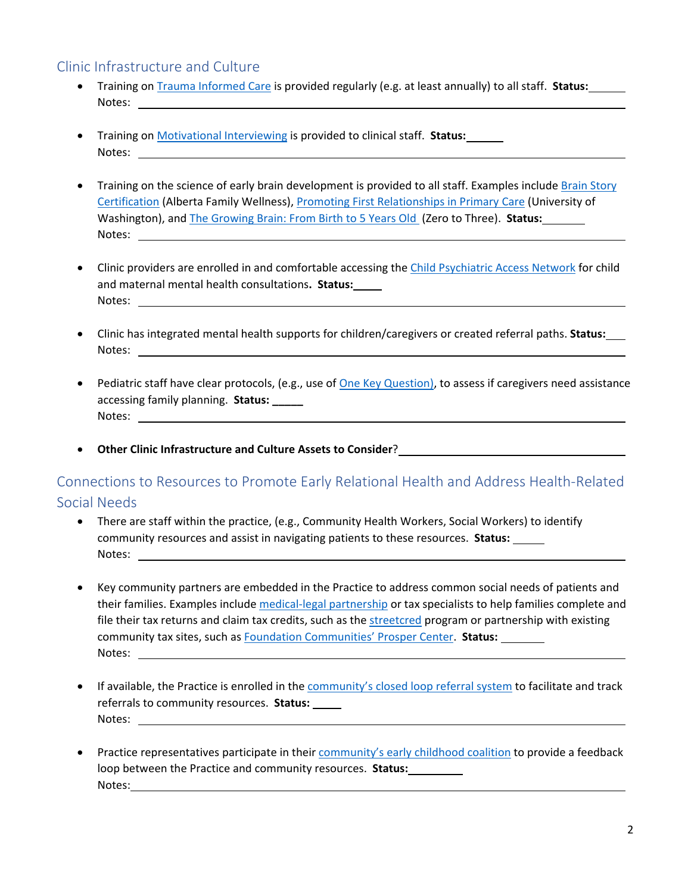## Clinic Infrastructure and Culture

- Training on Trauma Informed Care is provided regularly (e.g. at least annually) to all staff. **Status:** ______
  Notes: ______

- Training on Motivational Interviewing is provided to clinical staff. **Status:** ______
  Notes: ______

- Training on the science of early brain development is provided to all staff. Examples include Brain Story Certification (Alberta Family Wellness), Promoting First Relationships in Primary Care (University of Washington), and The Growing Brain: From Birth to 5 Years Old (Zero to Three). **Status:** ______
  Notes: ______

- Clinic providers are enrolled in and comfortable accessing the Child Psychiatric Access Network for child and maternal mental health consultations**. Status:** _____
  Notes: ______

- Clinic has integrated mental health supports for children/caregivers or created referral paths. **Status:** ___
  Notes: ______

- Pediatric staff have clear protocols, (e.g., use of One Key Question), to assess if caregivers need assistance accessing family planning. **Status:** _____
  Notes: ______

- **Other Clinic Infrastructure and Culture Assets to Consider**? ______

## Connections to Resources to Promote Early Relational Health and Address Health-Related Social Needs

- There are staff within the practice, (e.g., Community Health Workers, Social Workers) to identify community resources and assist in navigating patients to these resources. **Status:** _____
  Notes: ______

- Key community partners are embedded in the Practice to address common social needs of patients and their families. Examples include medical-legal partnership or tax specialists to help families complete and file their tax returns and claim tax credits, such as the streetcred program or partnership with existing community tax sites, such as Foundation Communities' Prosper Center. **Status:** ______
  Notes: ______

- If available, the Practice is enrolled in the community's closed loop referral system to facilitate and track referrals to community resources. **Status:** _____
  Notes: ______

- Practice representatives participate in their community's early childhood coalition to provide a feedback loop between the Practice and community resources. **Status:** ______
  Notes: ______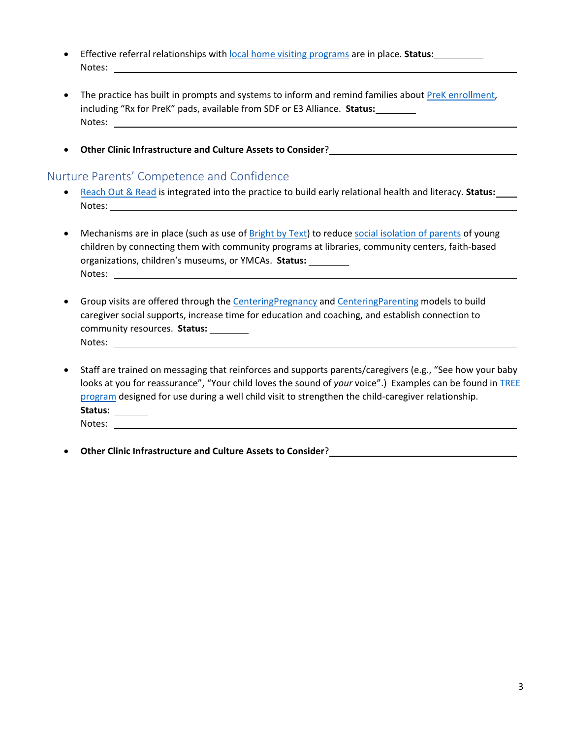- Effective referral relationships with local home visiting programs are in place. **Status:**\_\_\_\_\_\_\_\_\_\_
  Notes: \_\_\_\_\_\_\_\_\_\_\_\_\_\_\_\_\_\_\_\_\_\_\_\_\_\_\_\_\_\_\_\_\_\_\_\_\_\_\_\_\_\_\_\_\_\_\_\_

- The practice has built in prompts and systems to inform and remind families about PreK enrollment, including "Rx for PreK" pads, available from SDF or E3 Alliance. **Status:**\_\_\_\_\_\_\_\_
  Notes: \_\_\_\_\_\_\_\_\_\_\_\_\_\_\_\_\_\_\_\_\_\_\_\_\_\_\_\_\_\_\_\_\_\_\_\_\_\_\_\_\_\_\_\_\_\_\_\_

- **Other Clinic Infrastructure and Culture Assets to Consider**?\_\_\_\_\_\_\_\_\_\_\_\_\_\_\_\_\_\_\_\_\_\_\_\_\_\_\_\_\_\_

## Nurture Parents' Competence and Confidence

- Reach Out & Read is integrated into the practice to build early relational health and literacy. **Status:**\_\_\_\_
  Notes: \_\_\_\_\_\_\_\_\_\_\_\_\_\_\_\_\_\_\_\_\_\_\_\_\_\_\_\_\_\_\_\_\_\_\_\_\_\_\_\_\_\_\_\_\_\_\_\_

- Mechanisms are in place (such as use of Bright by Text) to reduce social isolation of parents of young children by connecting them with community programs at libraries, community centers, faith-based organizations, children's museums, or YMCAs. **Status:** \_\_\_\_\_\_\_\_
  Notes: \_\_\_\_\_\_\_\_\_\_\_\_\_\_\_\_\_\_\_\_\_\_\_\_\_\_\_\_\_\_\_\_\_\_\_\_\_\_\_\_\_\_\_\_\_\_\_\_

- Group visits are offered through the CenteringPregnancy and CenteringParenting models to build caregiver social supports, increase time for education and coaching, and establish connection to community resources. **Status:** \_\_\_\_\_\_\_\_
  Notes: \_\_\_\_\_\_\_\_\_\_\_\_\_\_\_\_\_\_\_\_\_\_\_\_\_\_\_\_\_\_\_\_\_\_\_\_\_\_\_\_\_\_\_\_\_\_\_\_

- Staff are trained on messaging that reinforces and supports parents/caregivers (e.g., "See how your baby looks at you for reassurance", "Your child loves the sound of *your* voice".) Examples can be found in TREE program designed for use during a well child visit to strengthen the child-caregiver relationship.
  **Status:** \_\_\_\_\_\_\_
  Notes: \_\_\_\_\_\_\_\_\_\_\_\_\_\_\_\_\_\_\_\_\_\_\_\_\_\_\_\_\_\_\_\_\_\_\_\_\_\_\_\_\_\_\_\_\_\_\_\_

- **Other Clinic Infrastructure and Culture Assets to Consider**?\_\_\_\_\_\_\_\_\_\_\_\_\_\_\_\_\_\_\_\_\_\_\_\_\_\_\_\_\_\_